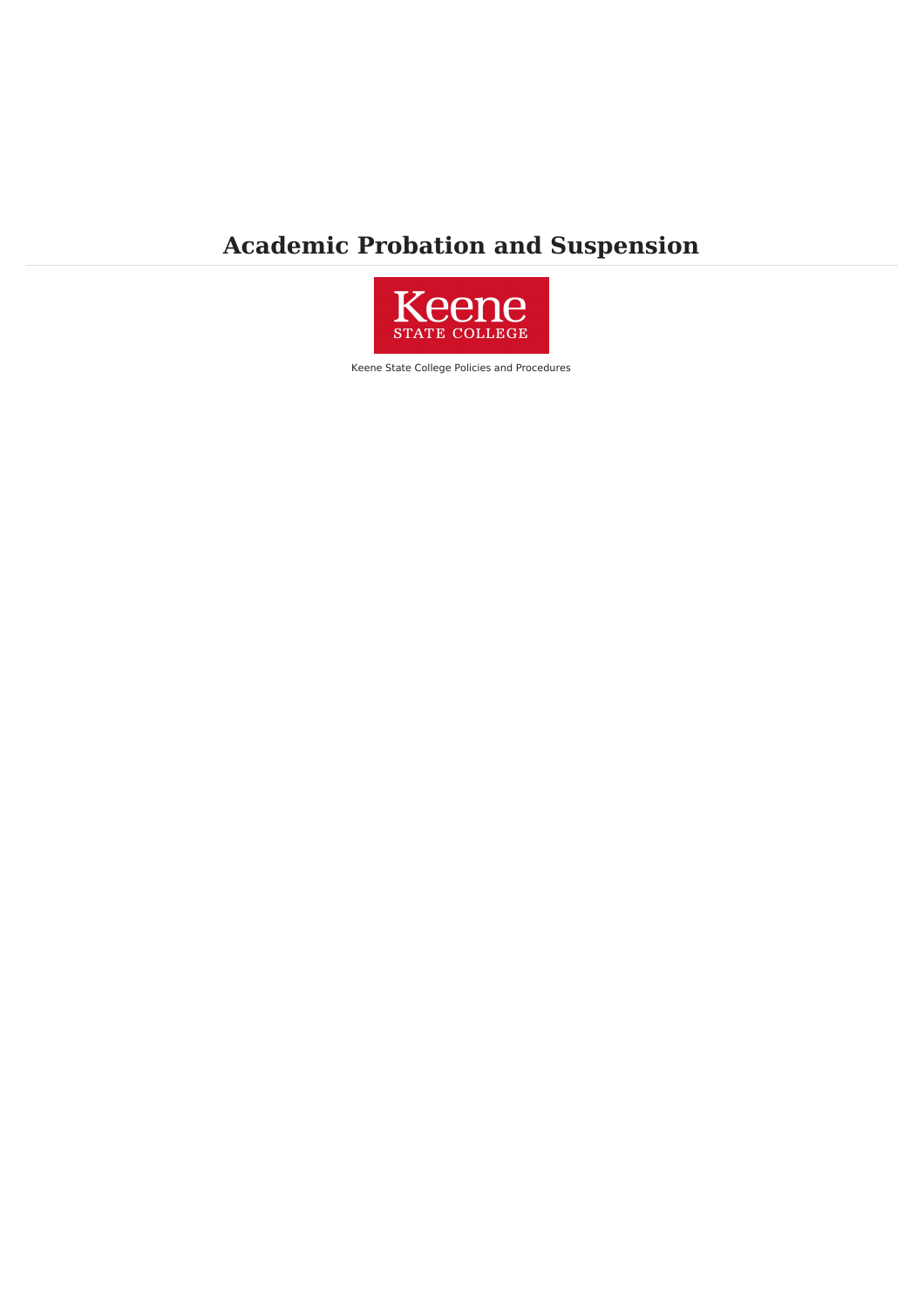# Academic Probation and Suspension

Keene State College Policies and Procedures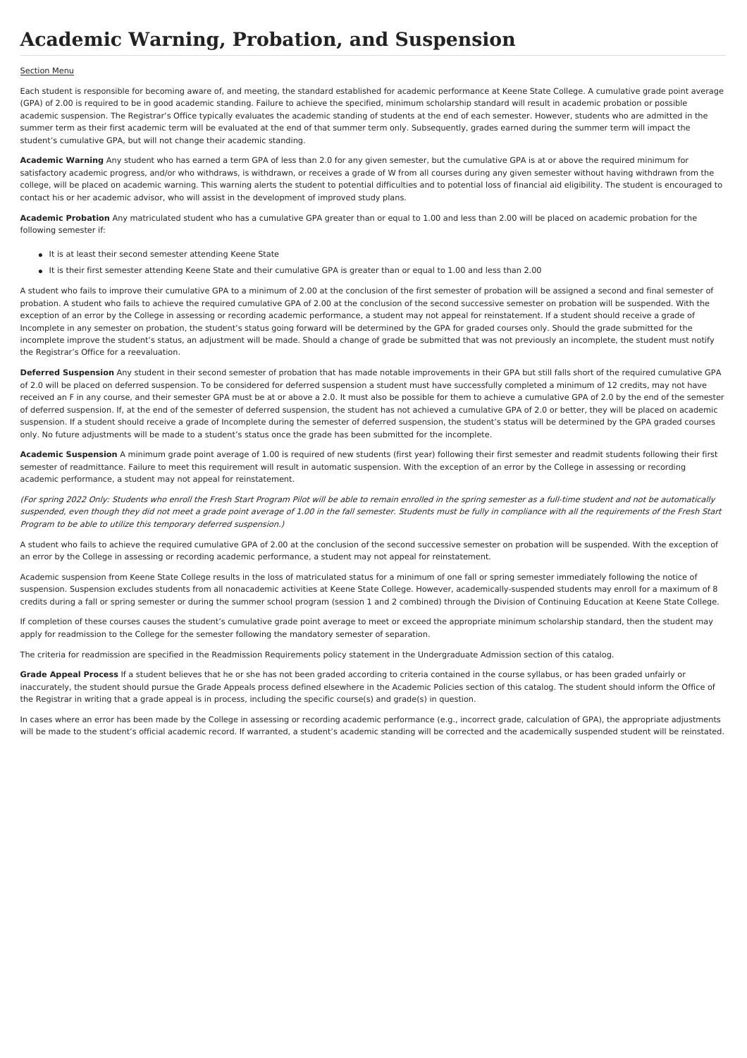# Academic Warning, Probation, and Suspension

Section Menu

Each student is responsible for becoming aware of, and meeting, the standard established for academic performance at Keene State College. A cumulative grade point average (GPA) of 2.00 is required to be in good academic standing. Failure to achieve the specified, minimum scholarship standard will result in academic probation or possible academic suspension. The Registrar's Office typically evaluates the academic standing of students at the end of each semester. However, students who are admitted in the summer term as their first academic term will be evaluated at the end of that summer term only. Subsequently, grades earned during the summer term will impact the student's cumulative GPA, but will not change their academic standing.

**Academic Warning** Any student who has earned a term GPA of less than 2.0 for any given semester, but the cumulative GPA is at or above the required minimum for satisfactory academic progress, and/or who withdraws, is withdrawn, or receives a grade of W from all courses during any given semester without having withdrawn from the college, will be placed on academic warning. This warning alerts the student to potential difficulties and to potential loss of financial aid eligibility. The student is encouraged to contact his or her academic advisor, who will assist in the development of improved study plans.

**Academic Probation** Any matriculated student who has a cumulative GPA greater than or equal to 1.00 and less than 2.00 will be placed on academic probation for the following semester if:

- It is at least their second semester attending Keene State
- It is their first semester attending Keene State and their cumulative GPA is greater than or equal to 1.00 and less than 2.00

A student who fails to improve their cumulative GPA to a minimum of 2.00 at the conclusion of the first semester of probation will be assigned a second and final semester of probation. A student who fails to achieve the required cumulative GPA of 2.00 at the conclusion of the second successive semester on probation will be suspended. With the exception of an error by the College in assessing or recording academic performance, a student may not appeal for reinstatement. If a student should receive a grade of Incomplete in any semester on probation, the student's status going forward will be determined by the GPA for graded courses only. Should the grade submitted for the incomplete improve the student's status, an adjustment will be made. Should a change of grade be submitted that was not previously an incomplete, the student must notify the Registrar's Office for a reevaluation.

**Deferred Suspension** Any student in their second semester of probation that has made notable improvements in their GPA but still falls short of the required cumulative GPA of 2.0 will be placed on deferred suspension. To be considered for deferred suspension a student must have successfully completed a minimum of 12 credits, may not have received an F in any course, and their semester GPA must be at or above a 2.0. It must also be possible for them to achieve a cumulative GPA of 2.0 by the end of the semester of deferred suspension. If, at the end of the semester of deferred suspension, the student has not achieved a cumulative GPA of 2.0 or better, they will be placed on academic suspension. If a student should receive a grade of Incomplete during the semester of deferred suspension, the student's status will be determined by the GPA graded courses only. No future adjustments will be made to a student's status once the grade has been submitted for the incomplete.

**Academic Suspension** A minimum grade point average of 1.00 is required of new students (first year) following their first semester and readmit students following their first semester of readmittance. Failure to meet this requirement will result in automatic suspension. With the exception of an error by the College in assessing or recording academic performance, a student may not appeal for reinstatement.

*(For spring 2022 Only: Students who enroll the Fresh Start Program Pilot will be able to remain enrolled in the spring semester as a full-time student and not be automatically suspended, even though they did not meet a grade point average of 1.00 in the fall semester. Students must be fully in compliance with all the requirements of the Fresh Start Program to be able to utilize this temporary deferred suspension.)*

A student who fails to achieve the required cumulative GPA of 2.00 at the conclusion of the second successive semester on probation will be suspended. With the exception of an error by the College in assessing or recording academic performance, a student may not appeal for reinstatement.

Academic suspension from Keene State College results in the loss of matriculated status for a minimum of one fall or spring semester immediately following the notice of suspension. Suspension excludes students from all nonacademic activities at Keene State College. However, academically-suspended students may enroll for a maximum of 8 credits during a fall or spring semester or during the summer school program (session 1 and 2 combined) through the Division of Continuing Education at Keene State College.

If completion of these courses causes the student's cumulative grade point average to meet or exceed the appropriate minimum scholarship standard, then the student may apply for readmission to the College for the semester following the mandatory semester of separation.

The criteria for readmission are specified in the Readmission Requirements policy statement in the Undergraduate Admission section of this catalog.

**Grade Appeal Process** If a student believes that he or she has not been graded according to criteria contained in the course syllabus, or has been graded unfairly or inaccurately, the student should pursue the Grade Appeals process defined elsewhere in the Academic Policies section of this catalog. The student should inform the Office of the Registrar in writing that a grade appeal is in process, including the specific course(s) and grade(s) in question.

In cases where an error has been made by the College in assessing or recording academic performance (e.g., incorrect grade, calculation of GPA), the appropriate adjustments will be made to the student's official academic record. If warranted, a student's academic standing will be corrected and the academically suspended student will be reinstated.